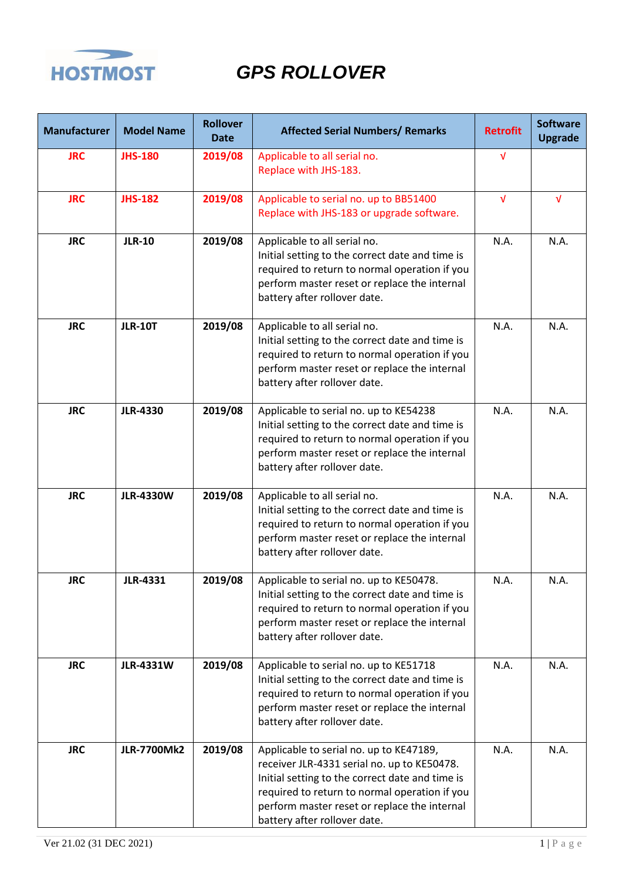HOSTMOST

# GPS ROLLOVER

| Manufacturer | Model Name | Rollover Date | Affected Serial Numbers/ Remarks | Retrofit | Software Upgrade |
|---|---|---|---|---|---|
| **JRC** | **JHS-180** | **2019/08** | Applicable to all serial no.<br>Replace with JHS-183. | √ | |
| **JRC** | **JHS-182** | **2019/08** | Applicable to serial no. up to BB51400<br>Replace with JHS-183 or upgrade software. | √ | √ |
| **JRC** | **JLR-10** | **2019/08** | Applicable to all serial no.<br>Initial setting to the correct date and time is required to return to normal operation if you perform master reset or replace the internal battery after rollover date. | N.A. | N.A. |
| **JRC** | **JLR-10T** | **2019/08** | Applicable to all serial no.<br>Initial setting to the correct date and time is required to return to normal operation if you perform master reset or replace the internal battery after rollover date. | N.A. | N.A. |
| **JRC** | **JLR-4330** | **2019/08** | Applicable to serial no. up to KE54238<br>Initial setting to the correct date and time is required to return to normal operation if you perform master reset or replace the internal battery after rollover date. | N.A. | N.A. |
| **JRC** | **JLR-4330W** | **2019/08** | Applicable to all serial no.<br>Initial setting to the correct date and time is required to return to normal operation if you perform master reset or replace the internal battery after rollover date. | N.A. | N.A. |
| **JRC** | **JLR-4331** | **2019/08** | Applicable to serial no. up to KE50478.<br>Initial setting to the correct date and time is required to return to normal operation if you perform master reset or replace the internal battery after rollover date. | N.A. | N.A. |
| **JRC** | **JLR-4331W** | **2019/08** | Applicable to serial no. up to KE51718<br>Initial setting to the correct date and time is required to return to normal operation if you perform master reset or replace the internal battery after rollover date. | N.A. | N.A. |
| **JRC** | **JLR-7700Mk2** | **2019/08** | Applicable to serial no. up to KE47189, receiver JLR-4331 serial no. up to KE50478.<br>Initial setting to the correct date and time is required to return to normal operation if you perform master reset or replace the internal battery after rollover date. | N.A. | N.A. |

Ver 21.02 (31 DEC 2021)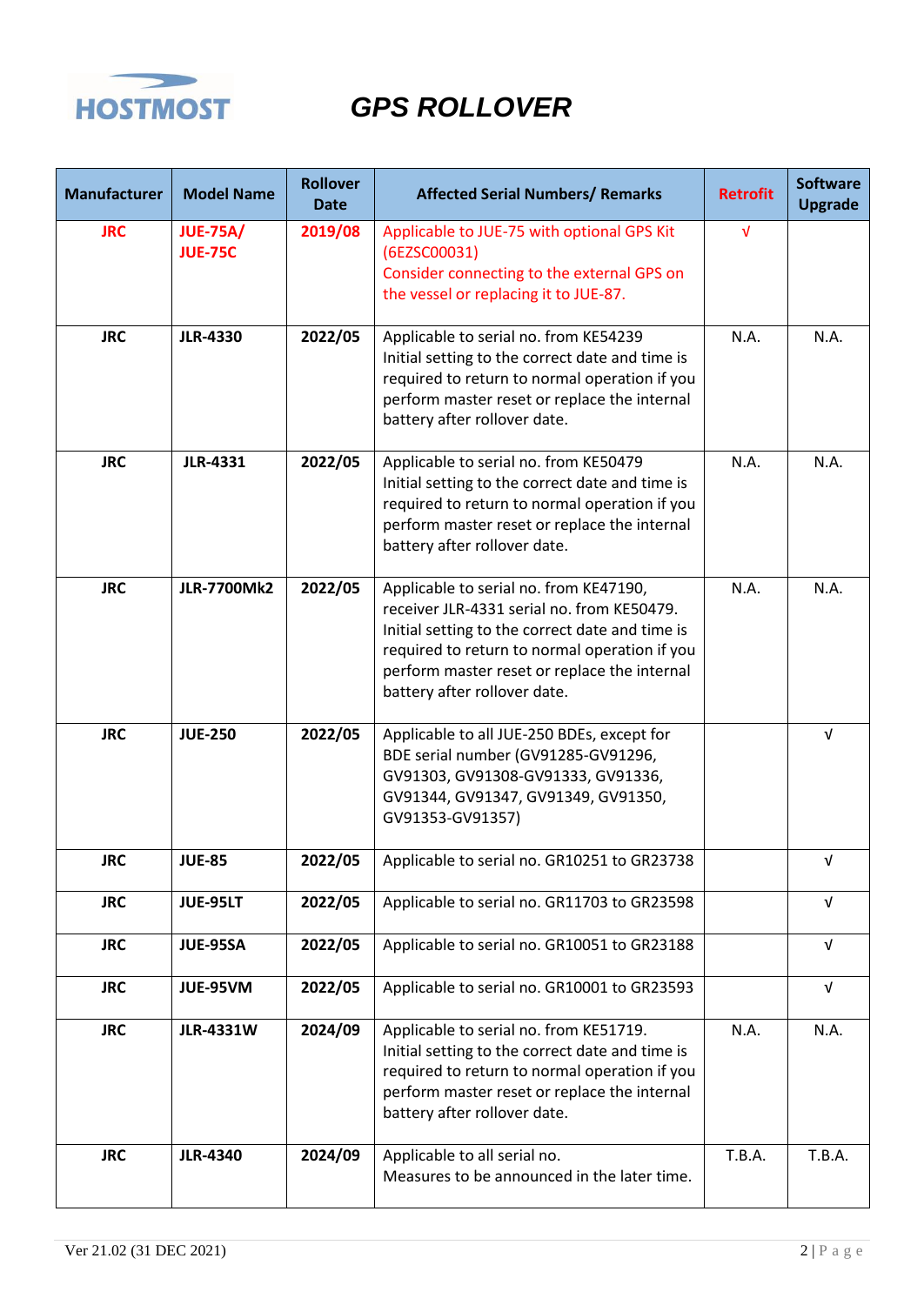# GPS ROLLOVER

| Manufacturer | Model Name | Rollover Date | Affected Serial Numbers/ Remarks | Retrofit | Software Upgrade |
|---|---|---|---|---|---|
| JRC | JUE-75A/ JUE-75C | 2019/08 | Applicable to JUE-75 with optional GPS Kit (6EZSC00031) Consider connecting to the external GPS on the vessel or replacing it to JUE-87. | √ | |
| JRC | JLR-4330 | 2022/05 | Applicable to serial no. from KE54239 Initial setting to the correct date and time is required to return to normal operation if you perform master reset or replace the internal battery after rollover date. | N.A. | N.A. |
| JRC | JLR-4331 | 2022/05 | Applicable to serial no. from KE50479 Initial setting to the correct date and time is required to return to normal operation if you perform master reset or replace the internal battery after rollover date. | N.A. | N.A. |
| JRC | JLR-7700Mk2 | 2022/05 | Applicable to serial no. from KE47190, receiver JLR-4331 serial no. from KE50479. Initial setting to the correct date and time is required to return to normal operation if you perform master reset or replace the internal battery after rollover date. | N.A. | N.A. |
| JRC | JUE-250 | 2022/05 | Applicable to all JUE-250 BDEs, except for BDE serial number (GV91285-GV91296, GV91303, GV91308-GV91333, GV91336, GV91344, GV91347, GV91349, GV91350, GV91353-GV91357) | | √ |
| JRC | JUE-85 | 2022/05 | Applicable to serial no. GR10251 to GR23738 | | √ |
| JRC | JUE-95LT | 2022/05 | Applicable to serial no. GR11703 to GR23598 | | √ |
| JRC | JUE-95SA | 2022/05 | Applicable to serial no. GR10051 to GR23188 | | √ |
| JRC | JUE-95VM | 2022/05 | Applicable to serial no. GR10001 to GR23593 | | √ |
| JRC | JLR-4331W | 2024/09 | Applicable to serial no. from KE51719. Initial setting to the correct date and time is required to return to normal operation if you perform master reset or replace the internal battery after rollover date. | N.A. | N.A. |
| JRC | JLR-4340 | 2024/09 | Applicable to all serial no. Measures to be announced in the later time. | T.B.A. | T.B.A. |

Ver 21.02 (31 DEC 2021)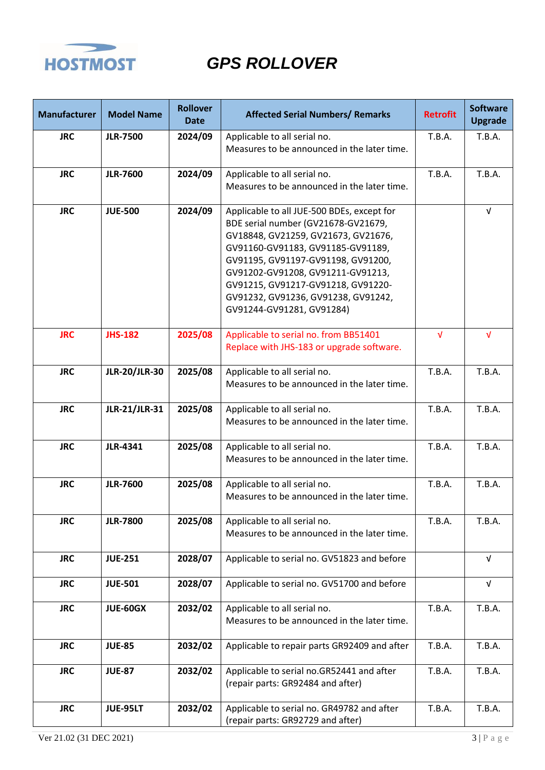# GPS ROLLOVER

| Manufacturer | Model Name | Rollover Date | Affected Serial Numbers/ Remarks | Retrofit | Software Upgrade |
|---|---|---|---|---|---|
| **JRC** | **JLR-7500** | **2024/09** | Applicable to all serial no.<br>Measures to be announced in the later time. | T.B.A. | T.B.A. |
| **JRC** | **JLR-7600** | **2024/09** | Applicable to all serial no.<br>Measures to be announced in the later time. | T.B.A. | T.B.A. |
| **JRC** | **JUE-500** | **2024/09** | Applicable to all JUE-500 BDEs, except for BDE serial number (GV21678-GV21679, GV18848, GV21259, GV21673, GV21676, GV91160-GV91183, GV91185-GV91189, GV91195, GV91197-GV91198, GV91200, GV91202-GV91208, GV91211-GV91213, GV91215, GV91217-GV91218, GV91220-GV91232, GV91236, GV91238, GV91242, GV91244-GV91281, GV91284) | | √ |
| **JRC** | **JHS-182** | **2025/08** | Applicable to serial no. from BB51401<br>Replace with JHS-183 or upgrade software. | √ | √ |
| **JRC** | **JLR-20/JLR-30** | **2025/08** | Applicable to all serial no.<br>Measures to be announced in the later time. | T.B.A. | T.B.A. |
| **JRC** | **JLR-21/JLR-31** | **2025/08** | Applicable to all serial no.<br>Measures to be announced in the later time. | T.B.A. | T.B.A. |
| **JRC** | **JLR-4341** | **2025/08** | Applicable to all serial no.<br>Measures to be announced in the later time. | T.B.A. | T.B.A. |
| **JRC** | **JLR-7600** | **2025/08** | Applicable to all serial no.<br>Measures to be announced in the later time. | T.B.A. | T.B.A. |
| **JRC** | **JLR-7800** | **2025/08** | Applicable to all serial no.<br>Measures to be announced in the later time. | T.B.A. | T.B.A. |
| **JRC** | **JUE-251** | **2028/07** | Applicable to serial no. GV51823 and before | | √ |
| **JRC** | **JUE-501** | **2028/07** | Applicable to serial no. GV51700 and before | | √ |
| **JRC** | **JUE-60GX** | **2032/02** | Applicable to all serial no.<br>Measures to be announced in the later time. | T.B.A. | T.B.A. |
| **JRC** | **JUE-85** | **2032/02** | Applicable to repair parts GR92409 and after | T.B.A. | T.B.A. |
| **JRC** | **JUE-87** | **2032/02** | Applicable to serial no.GR52441 and after (repair parts: GR92484 and after) | T.B.A. | T.B.A. |
| **JRC** | **JUE-95LT** | **2032/02** | Applicable to serial no. GR49782 and after (repair parts: GR92729 and after) | T.B.A. | T.B.A. |

Ver 21.02 (31 DEC 2021)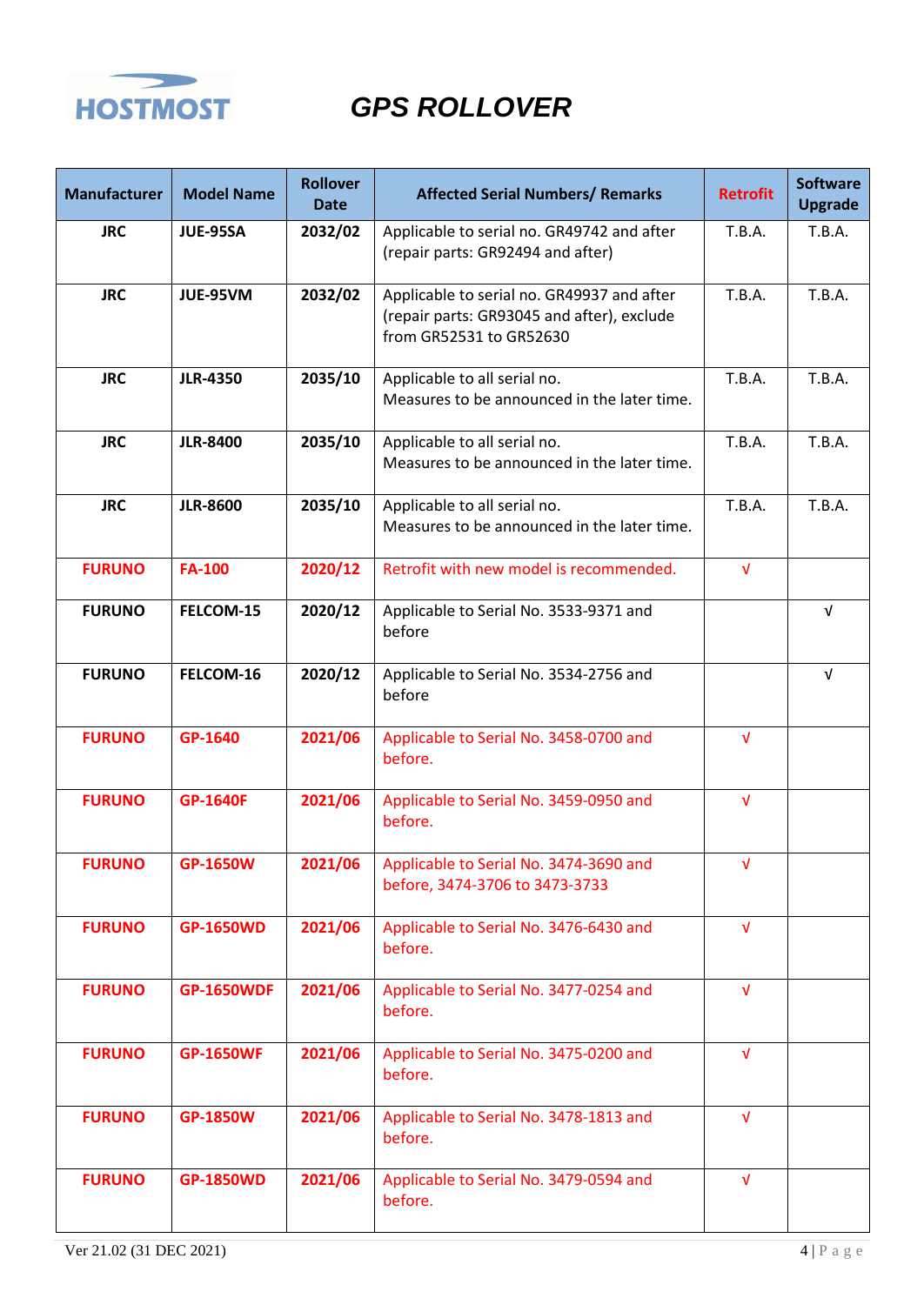# GPS ROLLOVER

| Manufacturer | Model Name | Rollover Date | Affected Serial Numbers/ Remarks | Retrofit | Software Upgrade |
|---|---|---|---|---|---|
| **JRC** | **JUE-95SA** | **2032/02** | Applicable to serial no. GR49742 and after (repair parts: GR92494 and after) | T.B.A. | T.B.A. |
| **JRC** | **JUE-95VM** | **2032/02** | Applicable to serial no. GR49937 and after (repair parts: GR93045 and after), exclude from GR52531 to GR52630 | T.B.A. | T.B.A. |
| **JRC** | **JLR-4350** | **2035/10** | Applicable to all serial no. Measures to be announced in the later time. | T.B.A. | T.B.A. |
| **JRC** | **JLR-8400** | **2035/10** | Applicable to all serial no. Measures to be announced in the later time. | T.B.A. | T.B.A. |
| **JRC** | **JLR-8600** | **2035/10** | Applicable to all serial no. Measures to be announced in the later time. | T.B.A. | T.B.A. |
| **FURUNO** | **FA-100** | **2020/12** | Retrofit with new model is recommended. | √ | |
| **FURUNO** | **FELCOM-15** | **2020/12** | Applicable to Serial No. 3533-9371 and before | | √ |
| **FURUNO** | **FELCOM-16** | **2020/12** | Applicable to Serial No. 3534-2756 and before | | √ |
| **FURUNO** | **GP-1640** | **2021/06** | Applicable to Serial No. 3458-0700 and before. | √ | |
| **FURUNO** | **GP-1640F** | **2021/06** | Applicable to Serial No. 3459-0950 and before. | √ | |
| **FURUNO** | **GP-1650W** | **2021/06** | Applicable to Serial No. 3474-3690 and before, 3474-3706 to 3473-3733 | √ | |
| **FURUNO** | **GP-1650WD** | **2021/06** | Applicable to Serial No. 3476-6430 and before. | √ | |
| **FURUNO** | **GP-1650WDF** | **2021/06** | Applicable to Serial No. 3477-0254 and before. | √ | |
| **FURUNO** | **GP-1650WF** | **2021/06** | Applicable to Serial No. 3475-0200 and before. | √ | |
| **FURUNO** | **GP-1850W** | **2021/06** | Applicable to Serial No. 3478-1813 and before. | √ | |
| **FURUNO** | **GP-1850WD** | **2021/06** | Applicable to Serial No. 3479-0594 and before. | √ | |

Ver 21.02 (31 DEC 2021)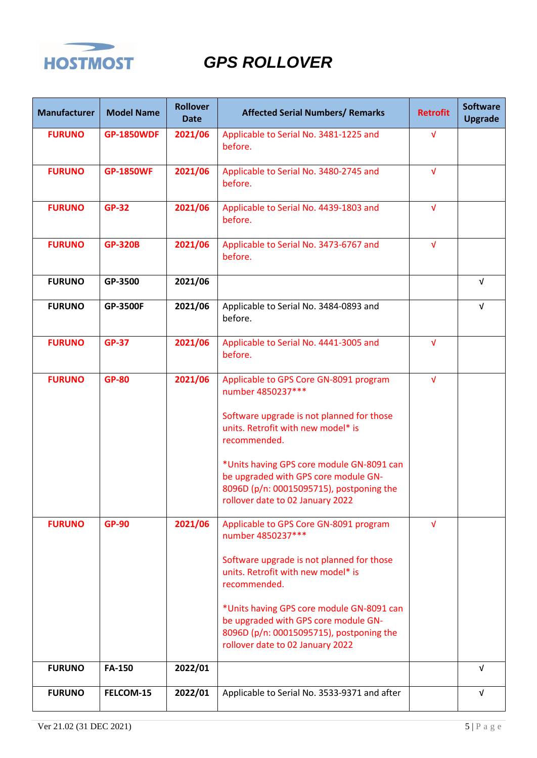# GPS ROLLOVER

| Manufacturer | Model Name | Rollover Date | Affected Serial Numbers/ Remarks | Retrofit | Software Upgrade |
|---|---|---|---|---|---|
| FURUNO | GP-1850WDF | 2021/06 | Applicable to Serial No. 3481-1225 and before. | √ | |
| FURUNO | GP-1850WF | 2021/06 | Applicable to Serial No. 3480-2745 and before. | √ | |
| FURUNO | GP-32 | 2021/06 | Applicable to Serial No. 4439-1803 and before. | √ | |
| FURUNO | GP-320B | 2021/06 | Applicable to Serial No. 3473-6767 and before. | √ | |
| FURUNO | GP-3500 | 2021/06 | | | √ |
| FURUNO | GP-3500F | 2021/06 | Applicable to Serial No. 3484-0893 and before. | | √ |
| FURUNO | GP-37 | 2021/06 | Applicable to Serial No. 4441-3005 and before. | √ | |
| FURUNO | GP-80 | 2021/06 | Applicable to GPS Core GN-8091 program number 4850237***<br><br>Software upgrade is not planned for those units. Retrofit with new model* is recommended.<br><br>*Units having GPS core module GN-8091 can be upgraded with GPS core module GN-8096D (p/n: 00015095715), postponing the rollover date to 02 January 2022 | √ | |
| FURUNO | GP-90 | 2021/06 | Applicable to GPS Core GN-8091 program number 4850237***<br><br>Software upgrade is not planned for those units. Retrofit with new model* is recommended.<br><br>*Units having GPS core module GN-8091 can be upgraded with GPS core module GN-8096D (p/n: 00015095715), postponing the rollover date to 02 January 2022 | √ | |
| FURUNO | FA-150 | 2022/01 | | | √ |
| FURUNO | FELCOM-15 | 2022/01 | Applicable to Serial No. 3533-9371 and after | | √ |

Ver 21.02 (31 DEC 2021)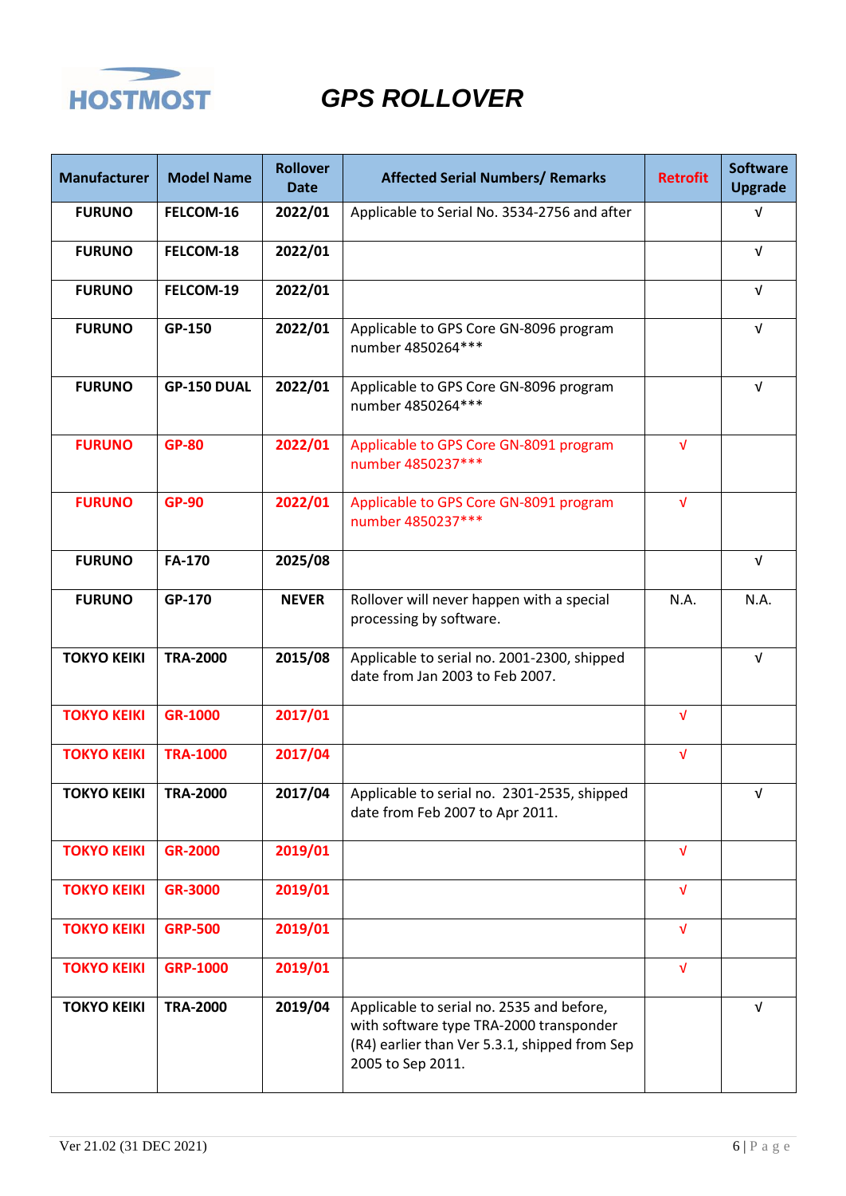# GPS ROLLOVER

| Manufacturer | Model Name | Rollover Date | Affected Serial Numbers/ Remarks | Retrofit | Software Upgrade |
|---|---|---|---|---|---|
| **FURUNO** | **FELCOM-16** | **2022/01** | Applicable to Serial No. 3534-2756 and after | | √ |
| **FURUNO** | **FELCOM-18** | **2022/01** | | | √ |
| **FURUNO** | **FELCOM-19** | **2022/01** | | | √ |
| **FURUNO** | **GP-150** | **2022/01** | Applicable to GPS Core GN-8096 program number 4850264*** | | √ |
| **FURUNO** | **GP-150 DUAL** | **2022/01** | Applicable to GPS Core GN-8096 program number 4850264*** | | √ |
| **FURUNO** | **GP-80** | **2022/01** | Applicable to GPS Core GN-8091 program number 4850237*** | √ | |
| **FURUNO** | **GP-90** | **2022/01** | Applicable to GPS Core GN-8091 program number 4850237*** | √ | |
| **FURUNO** | **FA-170** | **2025/08** | | | √ |
| **FURUNO** | **GP-170** | **NEVER** | Rollover will never happen with a special processing by software. | N.A. | N.A. |
| **TOKYO KEIKI** | **TRA-2000** | **2015/08** | Applicable to serial no. 2001-2300, shipped date from Jan 2003 to Feb 2007. | | √ |
| **TOKYO KEIKI** | **GR-1000** | **2017/01** | | √ | |
| **TOKYO KEIKI** | **TRA-1000** | **2017/04** | | √ | |
| **TOKYO KEIKI** | **TRA-2000** | **2017/04** | Applicable to serial no. 2301-2535, shipped date from Feb 2007 to Apr 2011. | | √ |
| **TOKYO KEIKI** | **GR-2000** | **2019/01** | | √ | |
| **TOKYO KEIKI** | **GR-3000** | **2019/01** | | √ | |
| **TOKYO KEIKI** | **GRP-500** | **2019/01** | | √ | |
| **TOKYO KEIKI** | **GRP-1000** | **2019/01** | | √ | |
| **TOKYO KEIKI** | **TRA-2000** | **2019/04** | Applicable to serial no. 2535 and before, with software type TRA-2000 transponder (R4) earlier than Ver 5.3.1, shipped from Sep 2005 to Sep 2011. | | √ |

Ver 21.02 (31 DEC 2021)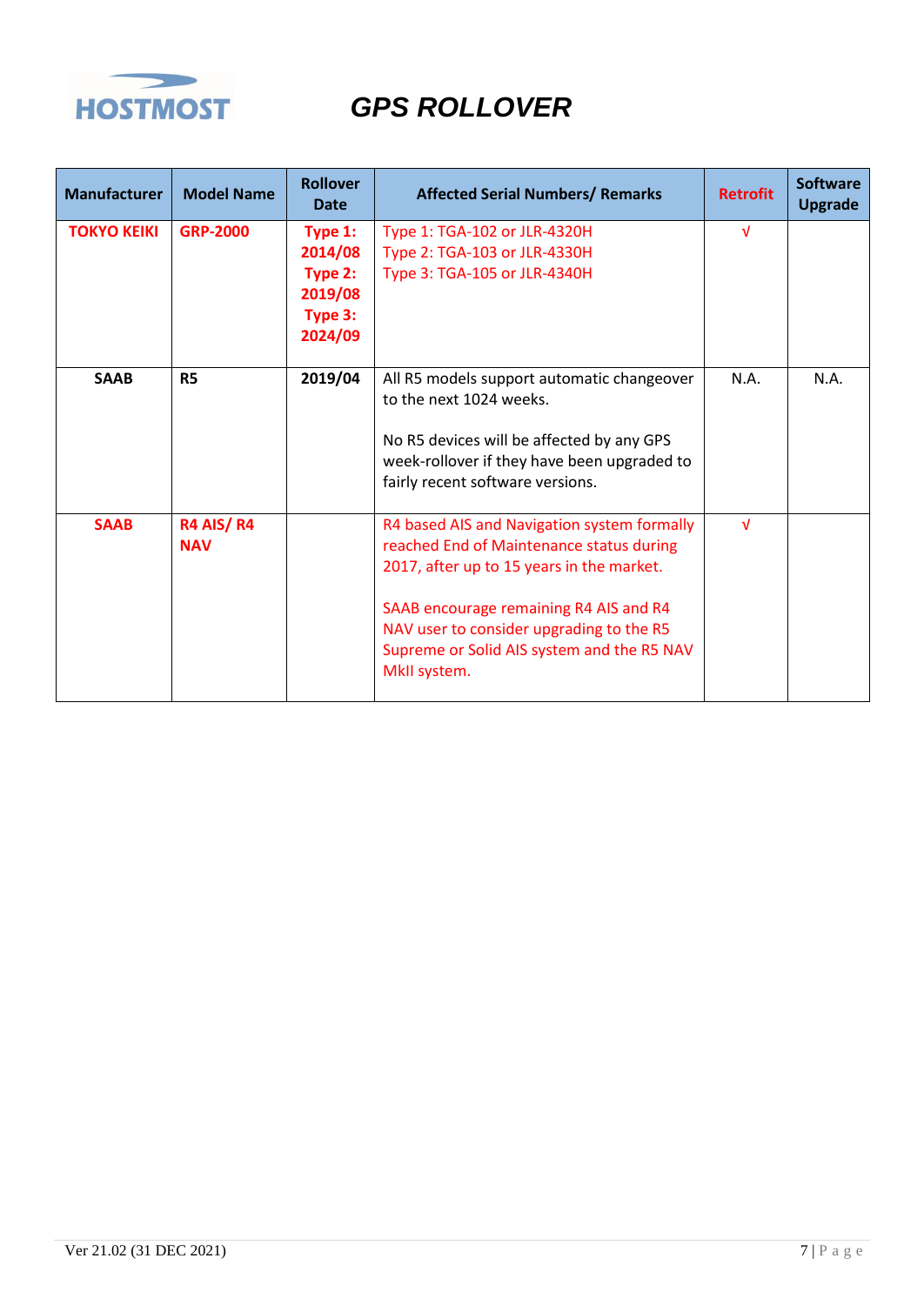# GPS ROLLOVER

| Manufacturer | Model Name | Rollover Date | Affected Serial Numbers/ Remarks | Retrofit | Software Upgrade |
|---|---|---|---|---|---|
| **TOKYO KEIKI** | **GRP-2000** | **Type 1: 2014/08** <br> **Type 2: 2019/08** <br> **Type 3: 2024/09** | Type 1: TGA-102 or JLR-4320H <br> Type 2: TGA-103 or JLR-4330H <br> Type 3: TGA-105 or JLR-4340H | √ | |
| **SAAB** | **R5** | **2019/04** | All R5 models support automatic changeover to the next 1024 weeks. <br><br> No R5 devices will be affected by any GPS week-rollover if they have been upgraded to fairly recent software versions. | N.A. | N.A. |
| **SAAB** | **R4 AIS/ R4 NAV** | | R4 based AIS and Navigation system formally reached End of Maintenance status during 2017, after up to 15 years in the market. <br><br> SAAB encourage remaining R4 AIS and R4 NAV user to consider upgrading to the R5 Supreme or Solid AIS system and the R5 NAV MkII system. | √ | |

Ver 21.02 (31 DEC 2021)